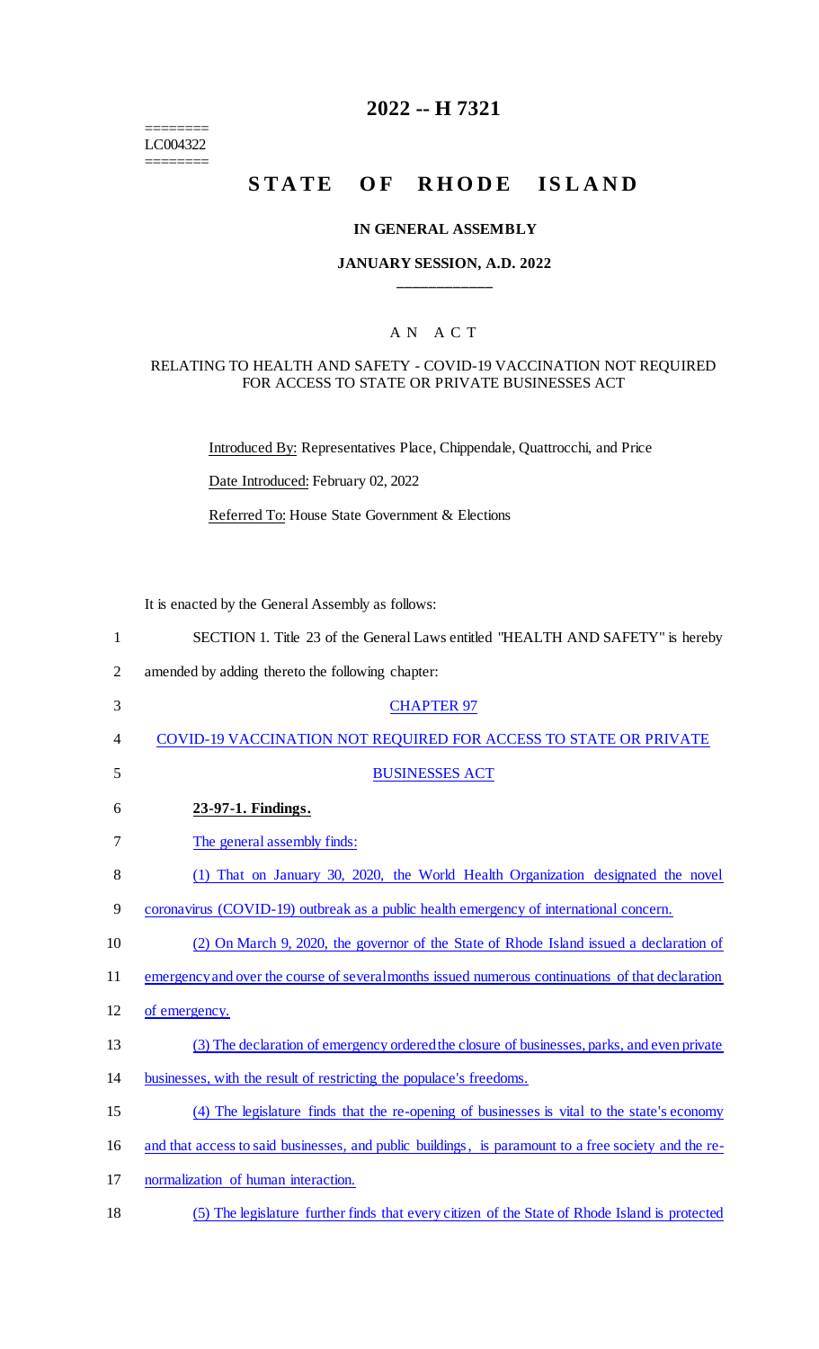========
LC004322
========

# 2022 -- H 7321

# STATE OF RHODE ISLAND

### IN GENERAL ASSEMBLY

### JANUARY SESSION, A.D. 2022

## A N A C T

### RELATING TO HEALTH AND SAFETY - COVID-19 VACCINATION NOT REQUIRED FOR ACCESS TO STATE OR PRIVATE BUSINESSES ACT

Introduced By: Representatives Place, Chippendale, Quattrocchi, and Price

Date Introduced: February 02, 2022

Referred To: House State Government & Elections

It is enacted by the General Assembly as follows:

1 SECTION 1. Title 23 of the General Laws entitled "HEALTH AND SAFETY" is hereby
2 amended by adding thereto the following chapter:

3 CHAPTER 97

4 COVID-19 VACCINATION NOT REQUIRED FOR ACCESS TO STATE OR PRIVATE
5 BUSINESSES ACT

6 **23-97-1. Findings.**

7 The general assembly finds:

8 (1) That on January 30, 2020, the World Health Organization designated the novel
9 coronavirus (COVID-19) outbreak as a public health emergency of international concern.

10 (2) On March 9, 2020, the governor of the State of Rhode Island issued a declaration of
11 emergency and over the course of several months issued numerous continuations of that declaration
12 of emergency.

13 (3) The declaration of emergency ordered the closure of businesses, parks, and even private
14 businesses, with the result of restricting the populace's freedoms.

15 (4) The legislature finds that the re-opening of businesses is vital to the state's economy
16 and that access to said businesses, and public buildings, is paramount to a free society and the re-
17 normalization of human interaction.

18 (5) The legislature further finds that every citizen of the State of Rhode Island is protected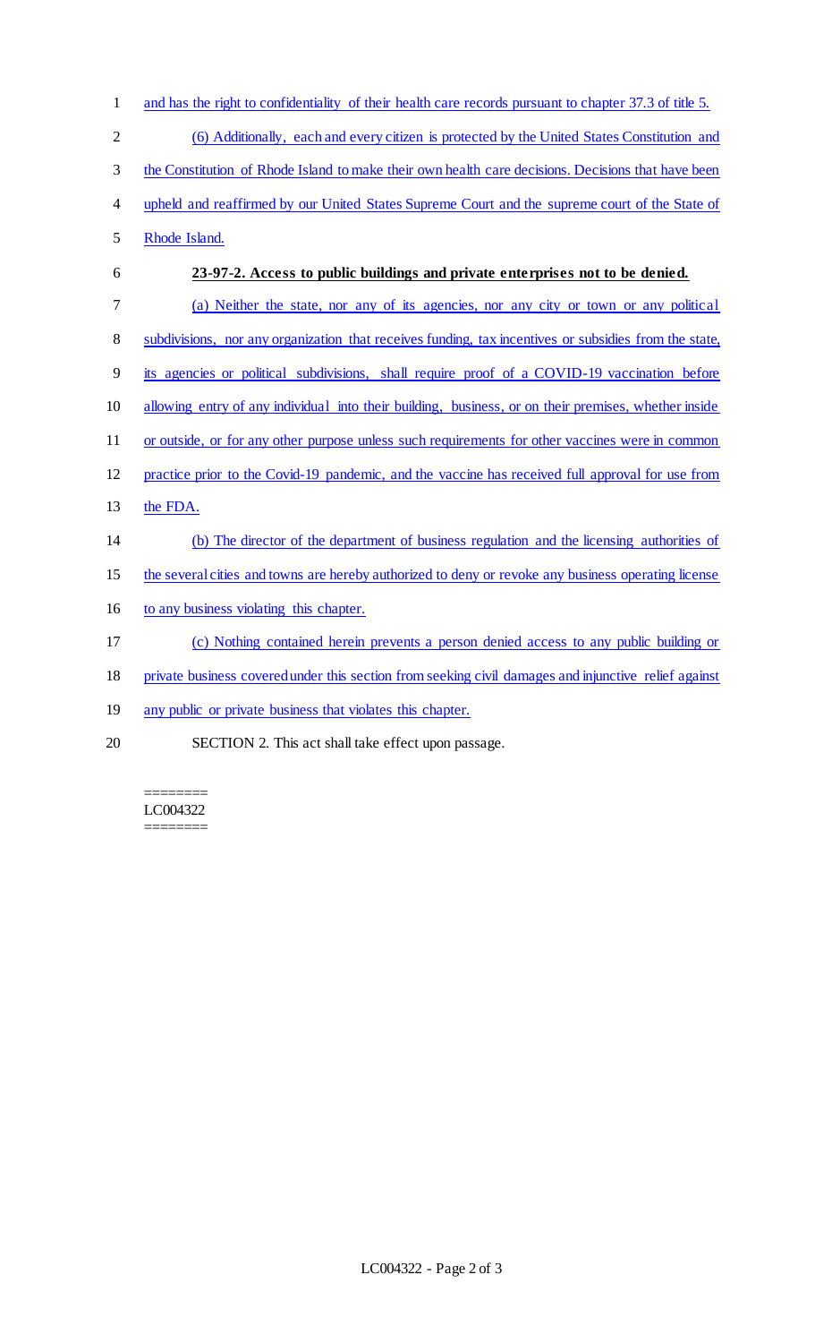and has the right to confidentiality of their health care records pursuant to chapter 37.3 of title 5.

(6) Additionally, each and every citizen is protected by the United States Constitution and the Constitution of Rhode Island to make their own health care decisions. Decisions that have been upheld and reaffirmed by our United States Supreme Court and the supreme court of the State of Rhode Island.

**23-97-2. Access to public buildings and private enterprises not to be denied.**

(a) Neither the state, nor any of its agencies, nor any city or town or any political subdivisions, nor any organization that receives funding, tax incentives or subsidies from the state, its agencies or political subdivisions, shall require proof of a COVID-19 vaccination before allowing entry of any individual into their building, business, or on their premises, whether inside or outside, or for any other purpose unless such requirements for other vaccines were in common practice prior to the Covid-19 pandemic, and the vaccine has received full approval for use from the FDA.

(b) The director of the department of business regulation and the licensing authorities of the several cities and towns are hereby authorized to deny or revoke any business operating license to any business violating this chapter.

(c) Nothing contained herein prevents a person denied access to any public building or private business covered under this section from seeking civil damages and injunctive relief against any public or private business that violates this chapter.

SECTION 2. This act shall take effect upon passage.

========
LC004322
========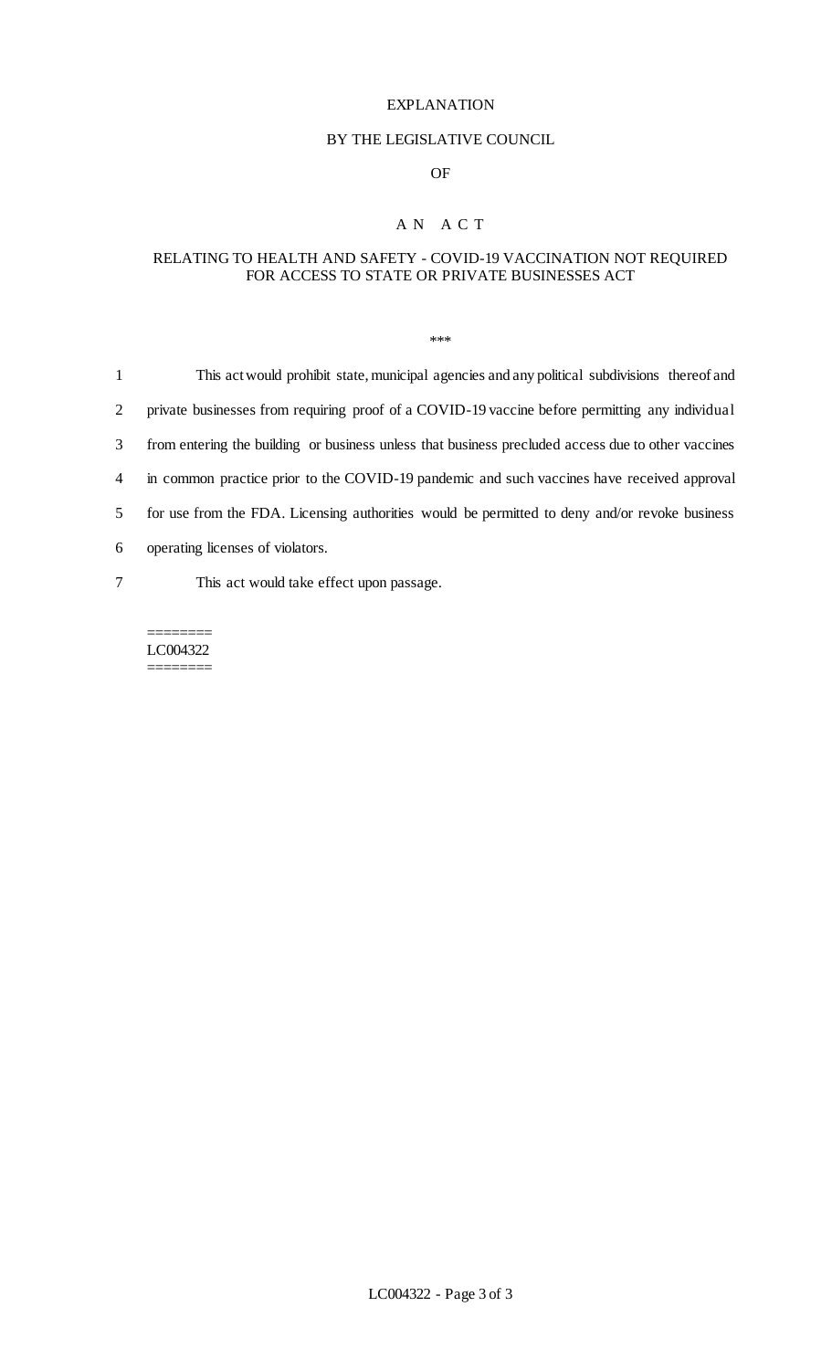EXPLANATION

BY THE LEGISLATIVE COUNCIL

OF

# A N  A C T

## RELATING TO HEALTH AND SAFETY - COVID-19 VACCINATION NOT REQUIRED FOR ACCESS TO STATE OR PRIVATE BUSINESSES ACT

\*\*\*

1 This act would prohibit state, municipal agencies and any political subdivisions thereof and
2 private businesses from requiring proof of a COVID-19 vaccine before permitting any individual
3 from entering the building or business unless that business precluded access due to other vaccines
4 in common practice prior to the COVID-19 pandemic and such vaccines have received approval
5 for use from the FDA. Licensing authorities would be permitted to deny and/or revoke business
6 operating licenses of violators.

7 This act would take effect upon passage.

========
LC004322
========